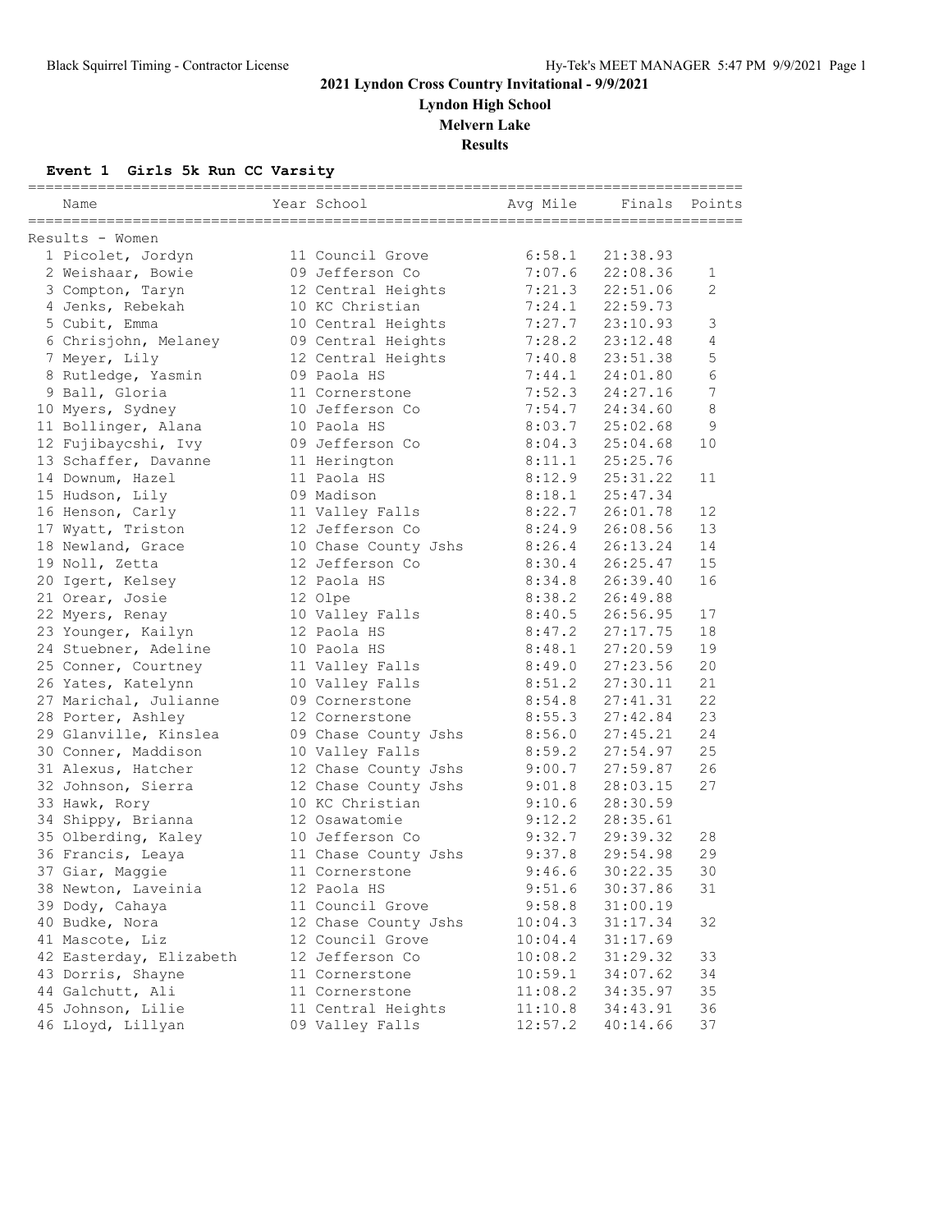# 2021 Lyndon Cross Country Invitational - 9/9/2021

## Lyndon High School

## Melvern Lake

## Results

### Event 1 Girls 5k Run CC Varsity

Results - Women

| Place | Name | Year | School | Avg Mile | Finals | Points |
|---|---|---|---|---|---|---|
| 1 | Picolet, Jordyn | 11 | Council Grove | 6:58.1 | 21:38.93 | |
| 2 | Weishaar, Bowie | 09 | Jefferson Co | 7:07.6 | 22:08.36 | 1 |
| 3 | Compton, Taryn | 12 | Central Heights | 7:21.3 | 22:51.06 | 2 |
| 4 | Jenks, Rebekah | 10 | KC Christian | 7:24.1 | 22:59.73 | |
| 5 | Cubit, Emma | 10 | Central Heights | 7:27.7 | 23:10.93 | 3 |
| 6 | Chrisjohn, Melaney | 09 | Central Heights | 7:28.2 | 23:12.48 | 4 |
| 7 | Meyer, Lily | 12 | Central Heights | 7:40.8 | 23:51.38 | 5 |
| 8 | Rutledge, Yasmin | 09 | Paola HS | 7:44.1 | 24:01.80 | 6 |
| 9 | Ball, Gloria | 11 | Cornerstone | 7:52.3 | 24:27.16 | 7 |
| 10 | Myers, Sydney | 10 | Jefferson Co | 7:54.7 | 24:34.60 | 8 |
| 11 | Bollinger, Alana | 10 | Paola HS | 8:03.7 | 25:02.68 | 9 |
| 12 | Fujibaycshi, Ivy | 09 | Jefferson Co | 8:04.3 | 25:04.68 | 10 |
| 13 | Schaffer, Davanne | 11 | Herington | 8:11.1 | 25:25.76 | |
| 14 | Downum, Hazel | 11 | Paola HS | 8:12.9 | 25:31.22 | 11 |
| 15 | Hudson, Lily | 09 | Madison | 8:18.1 | 25:47.34 | |
| 16 | Henson, Carly | 11 | Valley Falls | 8:22.7 | 26:01.78 | 12 |
| 17 | Wyatt, Triston | 12 | Jefferson Co | 8:24.9 | 26:08.56 | 13 |
| 18 | Newland, Grace | 10 | Chase County Jshs | 8:26.4 | 26:13.24 | 14 |
| 19 | Noll, Zetta | 12 | Jefferson Co | 8:30.4 | 26:25.47 | 15 |
| 20 | Igert, Kelsey | 12 | Paola HS | 8:34.8 | 26:39.40 | 16 |
| 21 | Orear, Josie | 12 | Olpe | 8:38.2 | 26:49.88 | |
| 22 | Myers, Renay | 10 | Valley Falls | 8:40.5 | 26:56.95 | 17 |
| 23 | Younger, Kailyn | 12 | Paola HS | 8:47.2 | 27:17.75 | 18 |
| 24 | Stuebner, Adeline | 10 | Paola HS | 8:48.1 | 27:20.59 | 19 |
| 25 | Conner, Courtney | 11 | Valley Falls | 8:49.0 | 27:23.56 | 20 |
| 26 | Yates, Katelynn | 10 | Valley Falls | 8:51.2 | 27:30.11 | 21 |
| 27 | Marichal, Julianne | 09 | Cornerstone | 8:54.8 | 27:41.31 | 22 |
| 28 | Porter, Ashley | 12 | Cornerstone | 8:55.3 | 27:42.84 | 23 |
| 29 | Glanville, Kinslea | 09 | Chase County Jshs | 8:56.0 | 27:45.21 | 24 |
| 30 | Conner, Maddison | 10 | Valley Falls | 8:59.2 | 27:54.97 | 25 |
| 31 | Alexus, Hatcher | 12 | Chase County Jshs | 9:00.7 | 27:59.87 | 26 |
| 32 | Johnson, Sierra | 12 | Chase County Jshs | 9:01.8 | 28:03.15 | 27 |
| 33 | Hawk, Rory | 10 | KC Christian | 9:10.6 | 28:30.59 | |
| 34 | Shippy, Brianna | 12 | Osawatomie | 9:12.2 | 28:35.61 | |
| 35 | Olberding, Kaley | 10 | Jefferson Co | 9:32.7 | 29:39.32 | 28 |
| 36 | Francis, Leaya | 11 | Chase County Jshs | 9:37.8 | 29:54.98 | 29 |
| 37 | Giar, Maggie | 11 | Cornerstone | 9:46.6 | 30:22.35 | 30 |
| 38 | Newton, Laveinia | 12 | Paola HS | 9:51.6 | 30:37.86 | 31 |
| 39 | Dody, Cahaya | 11 | Council Grove | 9:58.8 | 31:00.19 | |
| 40 | Budke, Nora | 12 | Chase County Jshs | 10:04.3 | 31:17.34 | 32 |
| 41 | Mascote, Liz | 12 | Council Grove | 10:04.4 | 31:17.69 | |
| 42 | Easterday, Elizabeth | 12 | Jefferson Co | 10:08.2 | 31:29.32 | 33 |
| 43 | Dorris, Shayne | 11 | Cornerstone | 10:59.1 | 34:07.62 | 34 |
| 44 | Galchutt, Ali | 11 | Cornerstone | 11:08.2 | 34:35.97 | 35 |
| 45 | Johnson, Lilie | 11 | Central Heights | 11:10.8 | 34:43.91 | 36 |
| 46 | Lloyd, Lillyan | 09 | Valley Falls | 12:57.2 | 40:14.66 | 37 |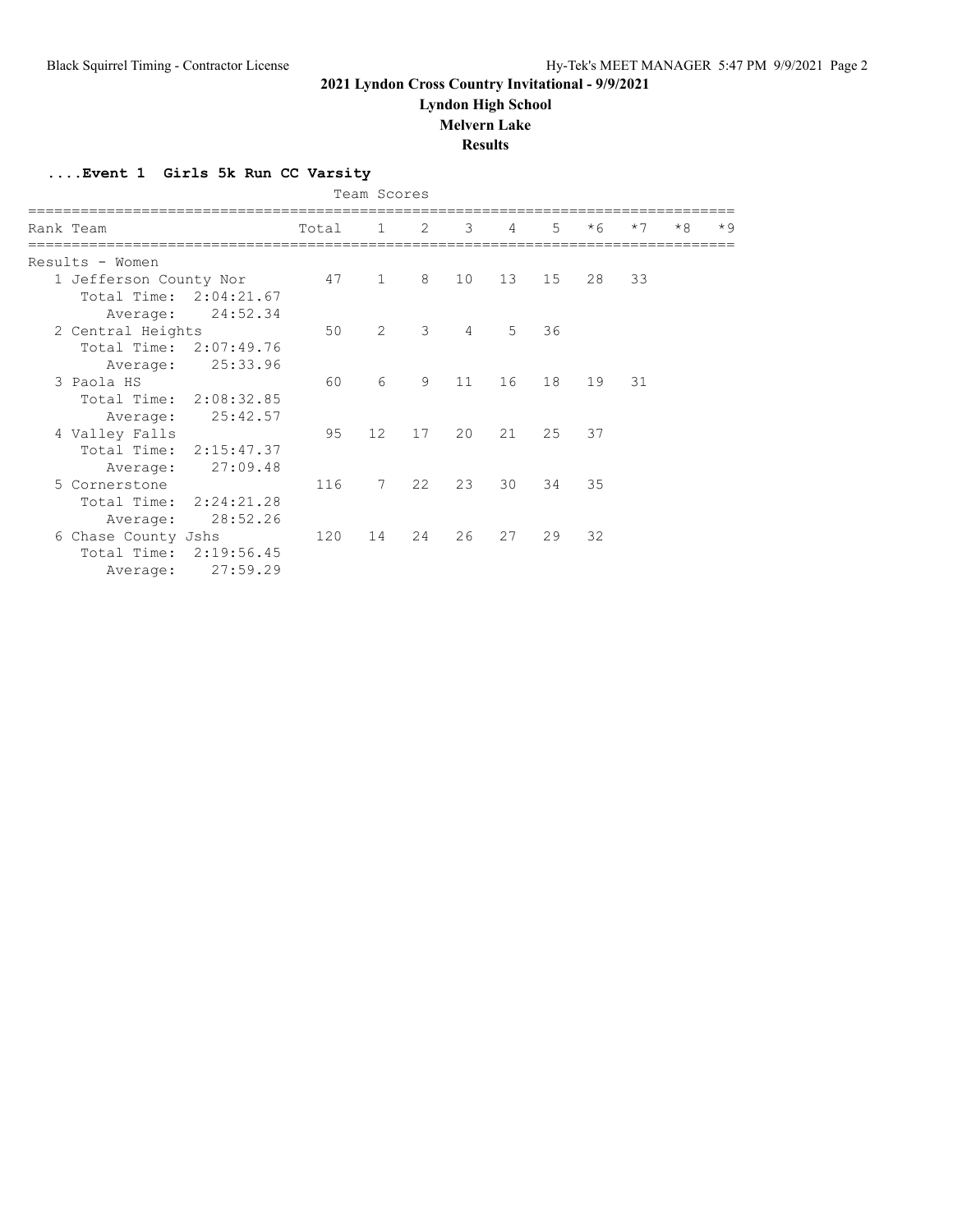# 2021 Lyndon Cross Country Invitational - 9/9/2021

## Lyndon High School

## Melvern Lake

## Results

### ....Event 1 Girls 5k Run CC Varsity

Team Scores

| Rank | Team | Total | 1 | 2 | 3 | 4 | 5 | *6 | *7 | *8 | *9 |
|---|---|---|---|---|---|---|---|---|---|---|---|
| Results - Women | | | | | | | | | | | |
| 1 | Jefferson County Nor | 47 | 1 | 8 | 10 | 13 | 15 | 28 | 33 | | |
| | Total Time: 2:04:21.67 | | | | | | | | | | |
| | Average: 24:52.34 | | | | | | | | | | |
| 2 | Central Heights | 50 | 2 | 3 | 4 | 5 | 36 | | | | |
| | Total Time: 2:07:49.76 | | | | | | | | | | |
| | Average: 25:33.96 | | | | | | | | | | |
| 3 | Paola HS | 60 | 6 | 9 | 11 | 16 | 18 | 19 | 31 | | |
| | Total Time: 2:08:32.85 | | | | | | | | | | |
| | Average: 25:42.57 | | | | | | | | | | |
| 4 | Valley Falls | 95 | 12 | 17 | 20 | 21 | 25 | 37 | | | |
| | Total Time: 2:15:47.37 | | | | | | | | | | |
| | Average: 27:09.48 | | | | | | | | | | |
| 5 | Cornerstone | 116 | 7 | 22 | 23 | 30 | 34 | 35 | | | |
| | Total Time: 2:24:21.28 | | | | | | | | | | |
| | Average: 28:52.26 | | | | | | | | | | |
| 6 | Chase County Jshs | 120 | 14 | 24 | 26 | 27 | 29 | 32 | | | |
| | Total Time: 2:19:56.45 | | | | | | | | | | |
| | Average: 27:59.29 | | | | | | | | | | |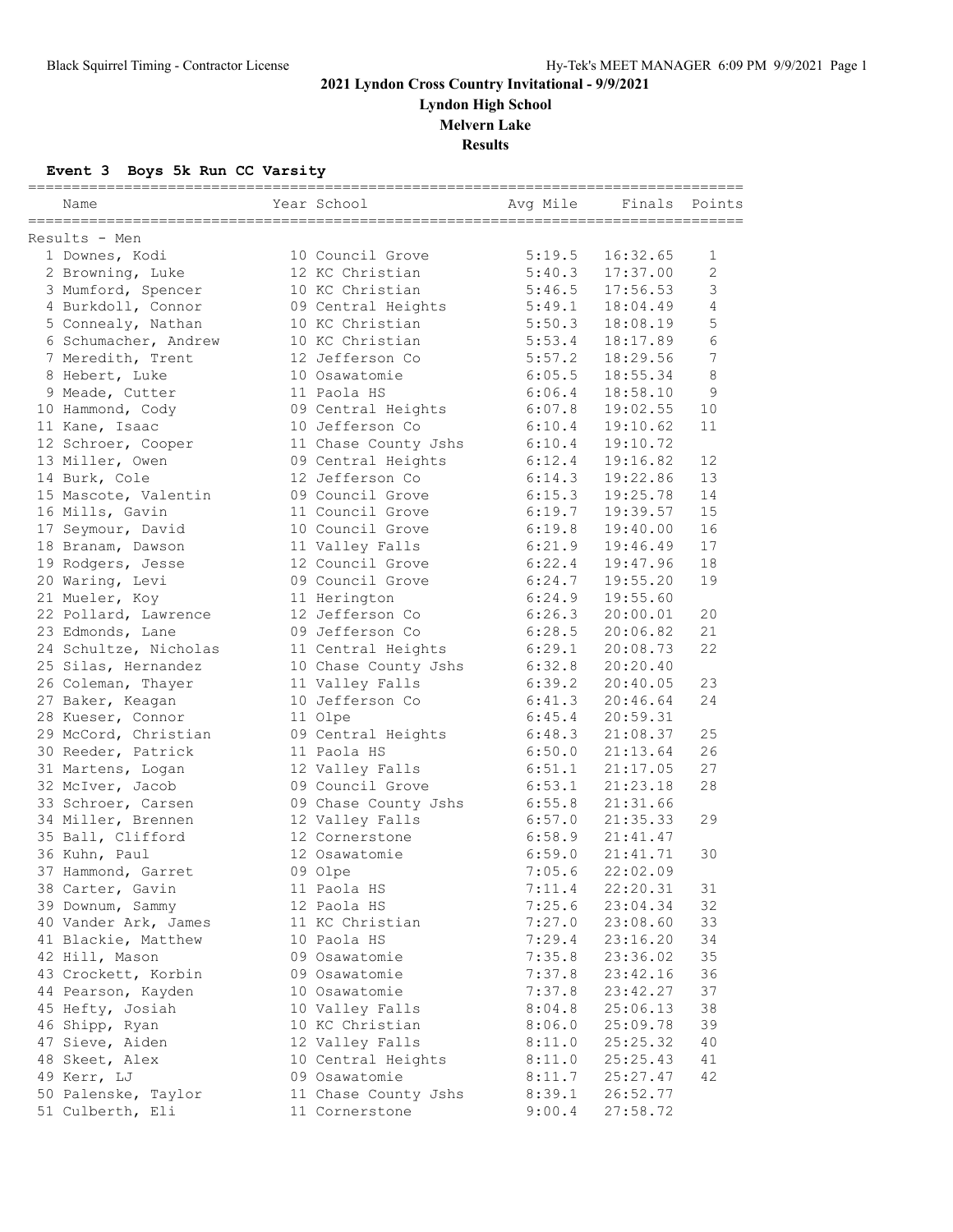# 2021 Lyndon Cross Country Invitational - 9/9/2021

**Lyndon High School**

**Melvern Lake**

**Results**

### Event 3 Boys 5k Run CC Varsity

Results - Men

| | Name | Year | School | Avg Mile | Finals | Points |
|---|---|---|---|---|---|---|
| 1 | Downes, Kodi | 10 | Council Grove | 5:19.5 | 16:32.65 | 1 |
| 2 | Browning, Luke | 12 | KC Christian | 5:40.3 | 17:37.00 | 2 |
| 3 | Mumford, Spencer | 10 | KC Christian | 5:46.5 | 17:56.53 | 3 |
| 4 | Burkdoll, Connor | 09 | Central Heights | 5:49.1 | 18:04.49 | 4 |
| 5 | Connealy, Nathan | 10 | KC Christian | 5:50.3 | 18:08.19 | 5 |
| 6 | Schumacher, Andrew | 10 | KC Christian | 5:53.4 | 18:17.89 | 6 |
| 7 | Meredith, Trent | 12 | Jefferson Co | 5:57.2 | 18:29.56 | 7 |
| 8 | Hebert, Luke | 10 | Osawatomie | 6:05.5 | 18:55.34 | 8 |
| 9 | Meade, Cutter | 11 | Paola HS | 6:06.4 | 18:58.10 | 9 |
| 10 | Hammond, Cody | 09 | Central Heights | 6:07.8 | 19:02.55 | 10 |
| 11 | Kane, Isaac | 10 | Jefferson Co | 6:10.4 | 19:10.62 | 11 |
| 12 | Schroer, Cooper | 11 | Chase County Jshs | 6:10.4 | 19:10.72 | |
| 13 | Miller, Owen | 09 | Central Heights | 6:12.4 | 19:16.82 | 12 |
| 14 | Burk, Cole | 12 | Jefferson Co | 6:14.3 | 19:22.86 | 13 |
| 15 | Mascote, Valentin | 09 | Council Grove | 6:15.3 | 19:25.78 | 14 |
| 16 | Mills, Gavin | 11 | Council Grove | 6:19.7 | 19:39.57 | 15 |
| 17 | Seymour, David | 10 | Council Grove | 6:19.8 | 19:40.00 | 16 |
| 18 | Branam, Dawson | 11 | Valley Falls | 6:21.9 | 19:46.49 | 17 |
| 19 | Rodgers, Jesse | 12 | Council Grove | 6:22.4 | 19:47.96 | 18 |
| 20 | Waring, Levi | 09 | Council Grove | 6:24.7 | 19:55.20 | 19 |
| 21 | Mueler, Koy | 11 | Herington | 6:24.9 | 19:55.60 | |
| 22 | Pollard, Lawrence | 12 | Jefferson Co | 6:26.3 | 20:00.01 | 20 |
| 23 | Edmonds, Lane | 09 | Jefferson Co | 6:28.5 | 20:06.82 | 21 |
| 24 | Schultze, Nicholas | 11 | Central Heights | 6:29.1 | 20:08.73 | 22 |
| 25 | Silas, Hernandez | 10 | Chase County Jshs | 6:32.8 | 20:20.40 | |
| 26 | Coleman, Thayer | 11 | Valley Falls | 6:39.2 | 20:40.05 | 23 |
| 27 | Baker, Keagan | 10 | Jefferson Co | 6:41.3 | 20:46.64 | 24 |
| 28 | Kueser, Connor | 11 | Olpe | 6:45.4 | 20:59.31 | |
| 29 | McCord, Christian | 09 | Central Heights | 6:48.3 | 21:08.37 | 25 |
| 30 | Reeder, Patrick | 11 | Paola HS | 6:50.0 | 21:13.64 | 26 |
| 31 | Martens, Logan | 12 | Valley Falls | 6:51.1 | 21:17.05 | 27 |
| 32 | McIver, Jacob | 09 | Council Grove | 6:53.1 | 21:23.18 | 28 |
| 33 | Schroer, Carsen | 09 | Chase County Jshs | 6:55.8 | 21:31.66 | |
| 34 | Miller, Brennen | 12 | Valley Falls | 6:57.0 | 21:35.33 | 29 |
| 35 | Ball, Clifford | 12 | Cornerstone | 6:58.9 | 21:41.47 | |
| 36 | Kuhn, Paul | 12 | Osawatomie | 6:59.0 | 21:41.71 | 30 |
| 37 | Hammond, Garret | 09 | Olpe | 7:05.6 | 22:02.09 | |
| 38 | Carter, Gavin | 11 | Paola HS | 7:11.4 | 22:20.31 | 31 |
| 39 | Downum, Sammy | 12 | Paola HS | 7:25.6 | 23:04.34 | 32 |
| 40 | Vander Ark, James | 11 | KC Christian | 7:27.0 | 23:08.60 | 33 |
| 41 | Blackie, Matthew | 10 | Paola HS | 7:29.4 | 23:16.20 | 34 |
| 42 | Hill, Mason | 09 | Osawatomie | 7:35.8 | 23:36.02 | 35 |
| 43 | Crockett, Korbin | 09 | Osawatomie | 7:37.8 | 23:42.16 | 36 |
| 44 | Pearson, Kayden | 10 | Osawatomie | 7:37.8 | 23:42.27 | 37 |
| 45 | Hefty, Josiah | 10 | Valley Falls | 8:04.8 | 25:06.13 | 38 |
| 46 | Shipp, Ryan | 10 | KC Christian | 8:06.0 | 25:09.78 | 39 |
| 47 | Sieve, Aiden | 12 | Valley Falls | 8:11.0 | 25:25.32 | 40 |
| 48 | Skeet, Alex | 10 | Central Heights | 8:11.0 | 25:25.43 | 41 |
| 49 | Kerr, LJ | 09 | Osawatomie | 8:11.7 | 25:27.47 | 42 |
| 50 | Palenske, Taylor | 11 | Chase County Jshs | 8:39.1 | 26:52.77 | |
| 51 | Culberth, Eli | 11 | Cornerstone | 9:00.4 | 27:58.72 | |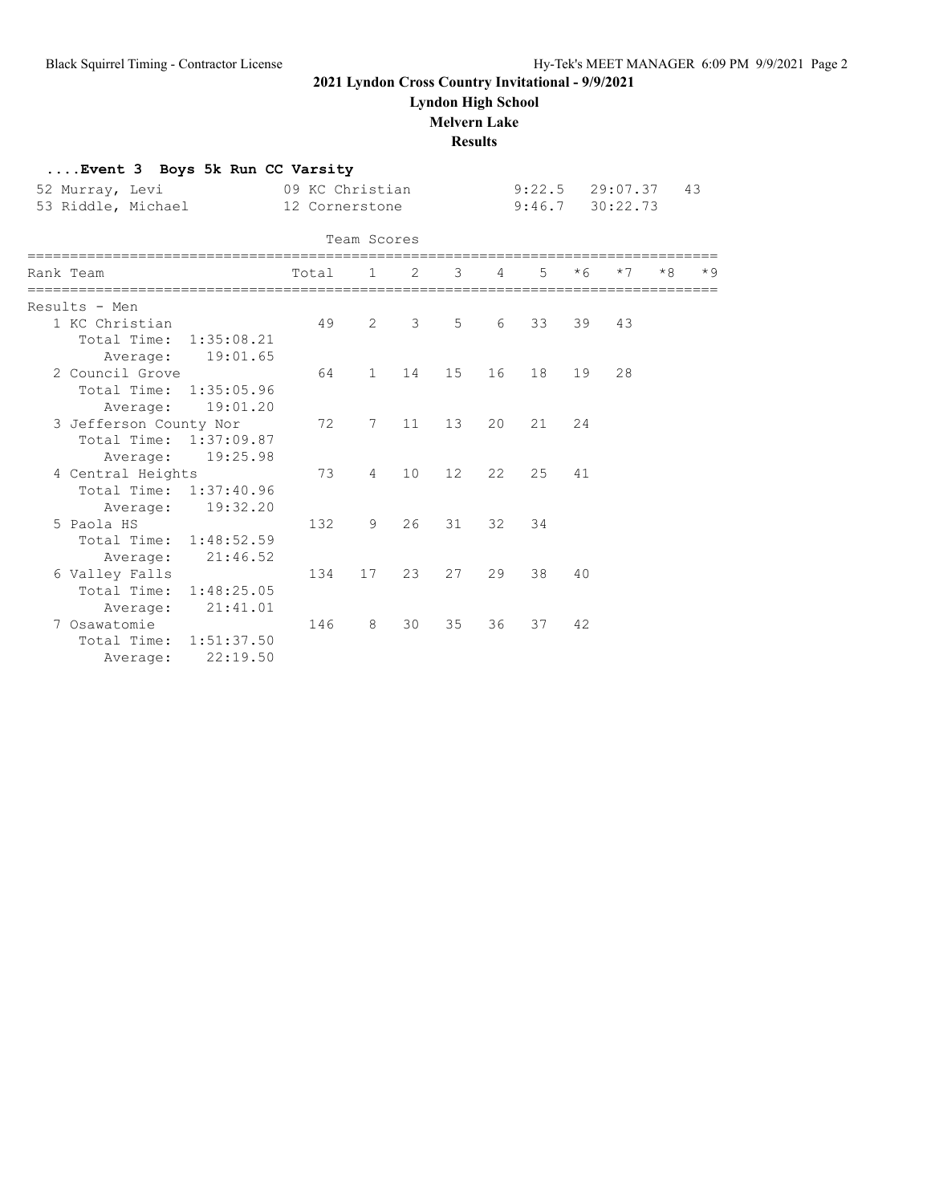## 2021 Lyndon Cross Country Invitational - 9/9/2021

### Lyndon High School

### Melvern Lake

### Results

#### ....Event 3 Boys 5k Run CC Varsity

| | | | | | |
|---|---|---|---|---|---|
| 52 | Murray, Levi | 09 KC Christian | 9:22.5 | 29:07.37 | 43 |
| 53 | Riddle, Michael | 12 Cornerstone | 9:46.7 | 30:22.73 | |

Team Scores

| Rank | Team | Total | 1 | 2 | 3 | 4 | 5 | *6 | *7 | *8 | *9 |
|---|---|---|---|---|---|---|---|---|---|---|---|
| Results - Men | | | | | | | | | | | |
| 1 | KC Christian | 49 | 2 | 3 | 5 | 6 | 33 | 39 | 43 | | |
| | Total Time: 1:35:08.21 | | | | | | | | | | |
| | Average: 19:01.65 | | | | | | | | | | |
| 2 | Council Grove | 64 | 1 | 14 | 15 | 16 | 18 | 19 | 28 | | |
| | Total Time: 1:35:05.96 | | | | | | | | | | |
| | Average: 19:01.20 | | | | | | | | | | |
| 3 | Jefferson County Nor | 72 | 7 | 11 | 13 | 20 | 21 | 24 | | | |
| | Total Time: 1:37:09.87 | | | | | | | | | | |
| | Average: 19:25.98 | | | | | | | | | | |
| 4 | Central Heights | 73 | 4 | 10 | 12 | 22 | 25 | 41 | | | |
| | Total Time: 1:37:40.96 | | | | | | | | | | |
| | Average: 19:32.20 | | | | | | | | | | |
| 5 | Paola HS | 132 | 9 | 26 | 31 | 32 | 34 | | | | |
| | Total Time: 1:48:52.59 | | | | | | | | | | |
| | Average: 21:46.52 | | | | | | | | | | |
| 6 | Valley Falls | 134 | 17 | 23 | 27 | 29 | 38 | 40 | | | |
| | Total Time: 1:48:25.05 | | | | | | | | | | |
| | Average: 21:41.01 | | | | | | | | | | |
| 7 | Osawatomie | 146 | 8 | 30 | 35 | 36 | 37 | 42 | | | |
| | Total Time: 1:51:37.50 | | | | | | | | | | |
| | Average: 22:19.50 | | | | | | | | | | |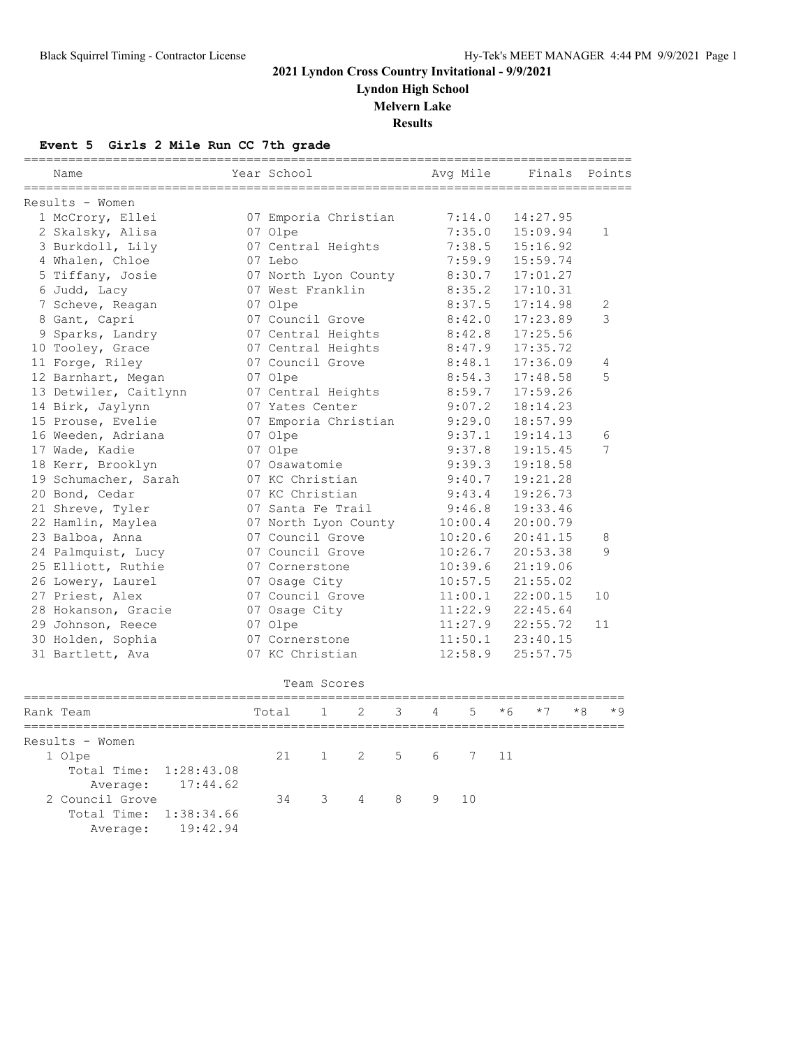# 2021 Lyndon Cross Country Invitational - 9/9/2021

## Lyndon High School

## Melvern Lake

## Results

### Event 5 Girls 2 Mile Run CC 7th grade

Results - Women

| | Name | Year | School | Avg Mile | Finals | Points |
|---|---|---|---|---|---|---|
| 1 | McCrory, Ellei | 07 | Emporia Christian | 7:14.0 | 14:27.95 | |
| 2 | Skalsky, Alisa | 07 | Olpe | 7:35.0 | 15:09.94 | 1 |
| 3 | Burkdoll, Lily | 07 | Central Heights | 7:38.5 | 15:16.92 | |
| 4 | Whalen, Chloe | 07 | Lebo | 7:59.9 | 15:59.74 | |
| 5 | Tiffany, Josie | 07 | North Lyon County | 8:30.7 | 17:01.27 | |
| 6 | Judd, Lacy | 07 | West Franklin | 8:35.2 | 17:10.31 | |
| 7 | Scheve, Reagan | 07 | Olpe | 8:37.5 | 17:14.98 | 2 |
| 8 | Gant, Capri | 07 | Council Grove | 8:42.0 | 17:23.89 | 3 |
| 9 | Sparks, Landry | 07 | Central Heights | 8:42.8 | 17:25.56 | |
| 10 | Tooley, Grace | 07 | Central Heights | 8:47.9 | 17:35.72 | |
| 11 | Forge, Riley | 07 | Council Grove | 8:48.1 | 17:36.09 | 4 |
| 12 | Barnhart, Megan | 07 | Olpe | 8:54.3 | 17:48.58 | 5 |
| 13 | Detwiler, Caitlynn | 07 | Central Heights | 8:59.7 | 17:59.26 | |
| 14 | Birk, Jaylynn | 07 | Yates Center | 9:07.2 | 18:14.23 | |
| 15 | Prouse, Evelie | 07 | Emporia Christian | 9:29.0 | 18:57.99 | |
| 16 | Weeden, Adriana | 07 | Olpe | 9:37.1 | 19:14.13 | 6 |
| 17 | Wade, Kadie | 07 | Olpe | 9:37.8 | 19:15.45 | 7 |
| 18 | Kerr, Brooklyn | 07 | Osawatomie | 9:39.3 | 19:18.58 | |
| 19 | Schumacher, Sarah | 07 | KC Christian | 9:40.7 | 19:21.28 | |
| 20 | Bond, Cedar | 07 | KC Christian | 9:43.4 | 19:26.73 | |
| 21 | Shreve, Tyler | 07 | Santa Fe Trail | 9:46.8 | 19:33.46 | |
| 22 | Hamlin, Maylea | 07 | North Lyon County | 10:00.4 | 20:00.79 | |
| 23 | Balboa, Anna | 07 | Council Grove | 10:20.6 | 20:41.15 | 8 |
| 24 | Palmquist, Lucy | 07 | Council Grove | 10:26.7 | 20:53.38 | 9 |
| 25 | Elliott, Ruthie | 07 | Cornerstone | 10:39.6 | 21:19.06 | |
| 26 | Lowery, Laurel | 07 | Osage City | 10:57.5 | 21:55.02 | |
| 27 | Priest, Alex | 07 | Council Grove | 11:00.1 | 22:00.15 | 10 |
| 28 | Hokanson, Gracie | 07 | Osage City | 11:22.9 | 22:45.64 | |
| 29 | Johnson, Reece | 07 | Olpe | 11:27.9 | 22:55.72 | 11 |
| 30 | Holden, Sophia | 07 | Cornerstone | 11:50.1 | 23:40.15 | |
| 31 | Bartlett, Ava | 07 | KC Christian | 12:58.9 | 25:57.75 | |

Team Scores

Results - Women

| Rank | Team | Total | 1 | 2 | 3 | 4 | 5 | *6 | *7 | *8 | *9 |
|---|---|---|---|---|---|---|---|---|---|---|---|
| 1 | Olpe | 21 | 1 | 2 | 5 | 6 | 7 | 11 | | | |
| | Total Time: 1:28:43.08 | | | | | | | | | | |
| | Average: 17:44.62 | | | | | | | | | | |
| 2 | Council Grove | 34 | 3 | 4 | 8 | 9 | 10 | | | | |
| | Total Time: 1:38:34.66 | | | | | | | | | | |
| | Average: 19:42.94 | | | | | | | | | | |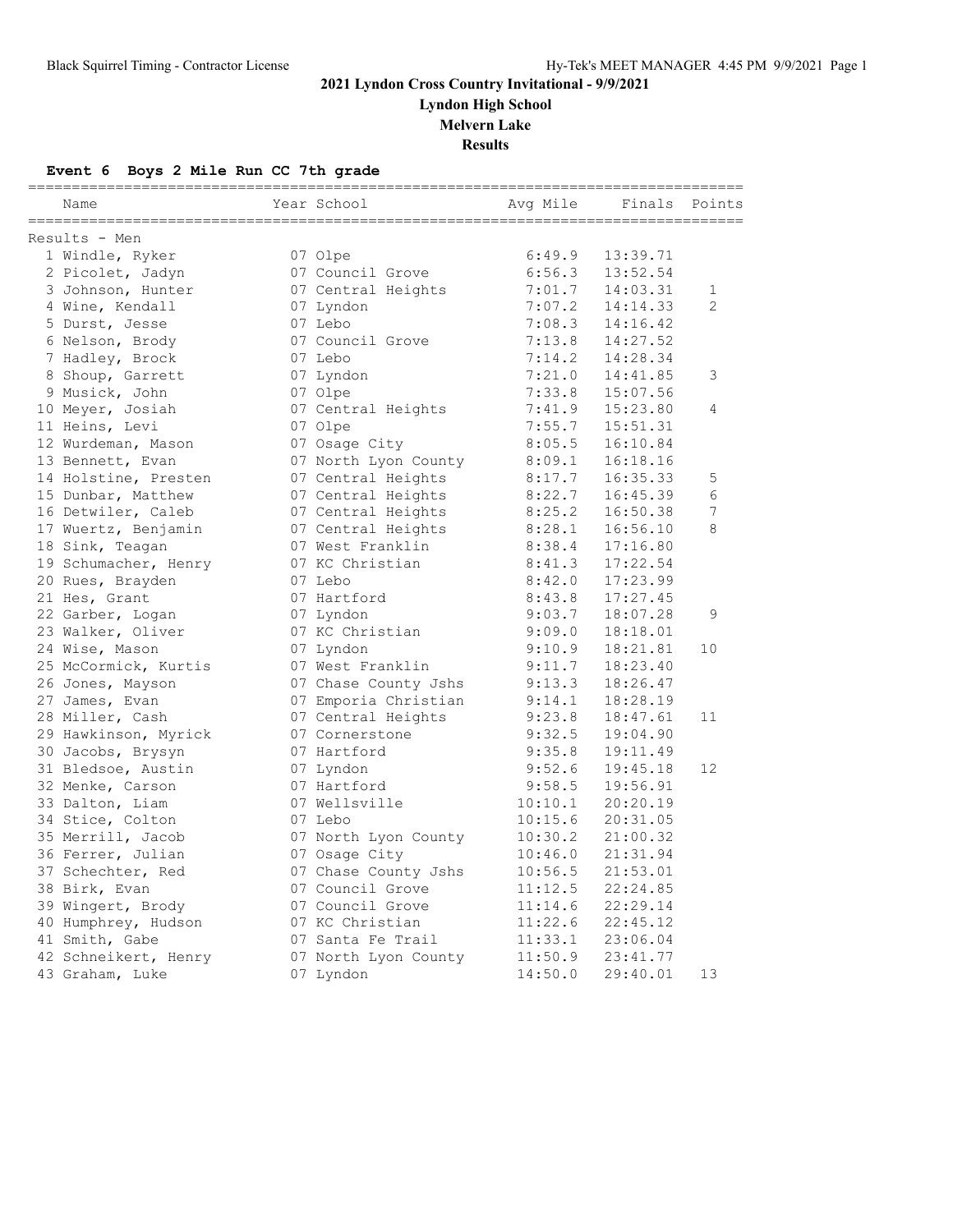**2021 Lyndon Cross Country Invitational - 9/9/2021**

**Lyndon High School**

**Melvern Lake**

**Results**

### Event 6 Boys 2 Mile Run CC 7th grade

Results - Men

| Place | Name | Year | School | Avg Mile | Finals | Points |
|---|---|---|---|---|---|---|
| 1 | Windle, Ryker | 07 | Olpe | 6:49.9 | 13:39.71 | |
| 2 | Picolet, Jadyn | 07 | Council Grove | 6:56.3 | 13:52.54 | |
| 3 | Johnson, Hunter | 07 | Central Heights | 7:01.7 | 14:03.31 | 1 |
| 4 | Wine, Kendall | 07 | Lyndon | 7:07.2 | 14:14.33 | 2 |
| 5 | Durst, Jesse | 07 | Lebo | 7:08.3 | 14:16.42 | |
| 6 | Nelson, Brody | 07 | Council Grove | 7:13.8 | 14:27.52 | |
| 7 | Hadley, Brock | 07 | Lebo | 7:14.2 | 14:28.34 | |
| 8 | Shoup, Garrett | 07 | Lyndon | 7:21.0 | 14:41.85 | 3 |
| 9 | Musick, John | 07 | Olpe | 7:33.8 | 15:07.56 | |
| 10 | Meyer, Josiah | 07 | Central Heights | 7:41.9 | 15:23.80 | 4 |
| 11 | Heins, Levi | 07 | Olpe | 7:55.7 | 15:51.31 | |
| 12 | Wurdeman, Mason | 07 | Osage City | 8:05.5 | 16:10.84 | |
| 13 | Bennett, Evan | 07 | North Lyon County | 8:09.1 | 16:18.16 | |
| 14 | Holstine, Presten | 07 | Central Heights | 8:17.7 | 16:35.33 | 5 |
| 15 | Dunbar, Matthew | 07 | Central Heights | 8:22.7 | 16:45.39 | 6 |
| 16 | Detwiler, Caleb | 07 | Central Heights | 8:25.2 | 16:50.38 | 7 |
| 17 | Wuertz, Benjamin | 07 | Central Heights | 8:28.1 | 16:56.10 | 8 |
| 18 | Sink, Teagan | 07 | West Franklin | 8:38.4 | 17:16.80 | |
| 19 | Schumacher, Henry | 07 | KC Christian | 8:41.3 | 17:22.54 | |
| 20 | Rues, Brayden | 07 | Lebo | 8:42.0 | 17:23.99 | |
| 21 | Hes, Grant | 07 | Hartford | 8:43.8 | 17:27.45 | |
| 22 | Garber, Logan | 07 | Lyndon | 9:03.7 | 18:07.28 | 9 |
| 23 | Walker, Oliver | 07 | KC Christian | 9:09.0 | 18:18.01 | |
| 24 | Wise, Mason | 07 | Lyndon | 9:10.9 | 18:21.81 | 10 |
| 25 | McCormick, Kurtis | 07 | West Franklin | 9:11.7 | 18:23.40 | |
| 26 | Jones, Mayson | 07 | Chase County Jshs | 9:13.3 | 18:26.47 | |
| 27 | James, Evan | 07 | Emporia Christian | 9:14.1 | 18:28.19 | |
| 28 | Miller, Cash | 07 | Central Heights | 9:23.8 | 18:47.61 | 11 |
| 29 | Hawkinson, Myrick | 07 | Cornerstone | 9:32.5 | 19:04.90 | |
| 30 | Jacobs, Brysyn | 07 | Hartford | 9:35.8 | 19:11.49 | |
| 31 | Bledsoe, Austin | 07 | Lyndon | 9:52.6 | 19:45.18 | 12 |
| 32 | Menke, Carson | 07 | Hartford | 9:58.5 | 19:56.91 | |
| 33 | Dalton, Liam | 07 | Wellsville | 10:10.1 | 20:20.19 | |
| 34 | Stice, Colton | 07 | Lebo | 10:15.6 | 20:31.05 | |
| 35 | Merrill, Jacob | 07 | North Lyon County | 10:30.2 | 21:00.32 | |
| 36 | Ferrer, Julian | 07 | Osage City | 10:46.0 | 21:31.94 | |
| 37 | Schechter, Red | 07 | Chase County Jshs | 10:56.5 | 21:53.01 | |
| 38 | Birk, Evan | 07 | Council Grove | 11:12.5 | 22:24.85 | |
| 39 | Wingert, Brody | 07 | Council Grove | 11:14.6 | 22:29.14 | |
| 40 | Humphrey, Hudson | 07 | KC Christian | 11:22.6 | 22:45.12 | |
| 41 | Smith, Gabe | 07 | Santa Fe Trail | 11:33.1 | 23:06.04 | |
| 42 | Schneikert, Henry | 07 | North Lyon County | 11:50.9 | 23:41.77 | |
| 43 | Graham, Luke | 07 | Lyndon | 14:50.0 | 29:40.01 | 13 |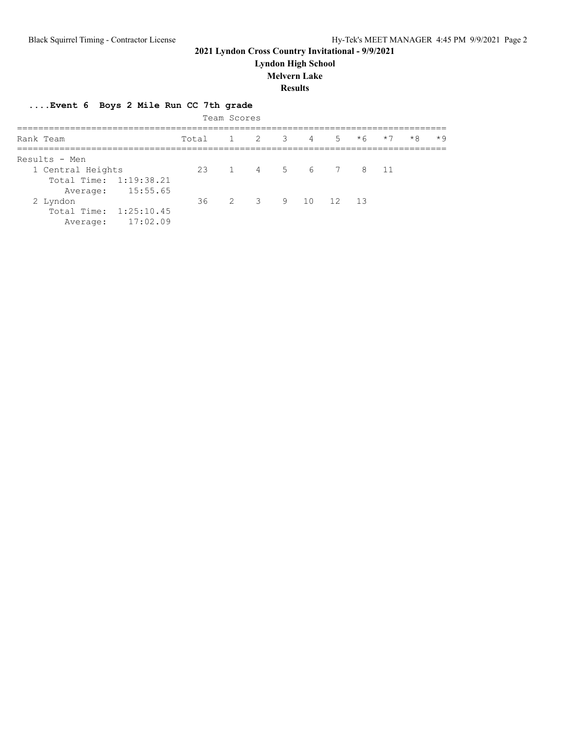## 2021 Lyndon Cross Country Invitational - 9/9/2021

### Lyndon High School

### Melvern Lake

### Results

**....Event 6 Boys 2 Mile Run CC 7th grade**

Team Scores

| Rank Team | Total | 1 | 2 | 3 | 4 | 5 | *6 | *7 | *8 | *9 |
|---|---|---|---|---|---|---|---|---|---|---|
| Results - Men | | | | | | | | | | |
| 1 Central Heights | 23 | 1 | 4 | 5 | 6 | 7 | 8 | 11 | | |
| Total Time: 1:19:38.21 | | | | | | | | | | |
| Average: 15:55.65 | | | | | | | | | | |
| 2 Lyndon | 36 | 2 | 3 | 9 | 10 | 12 | 13 | | | |
| Total Time: 1:25:10.45 | | | | | | | | | | |
| Average: 17:02.09 | | | | | | | | | | |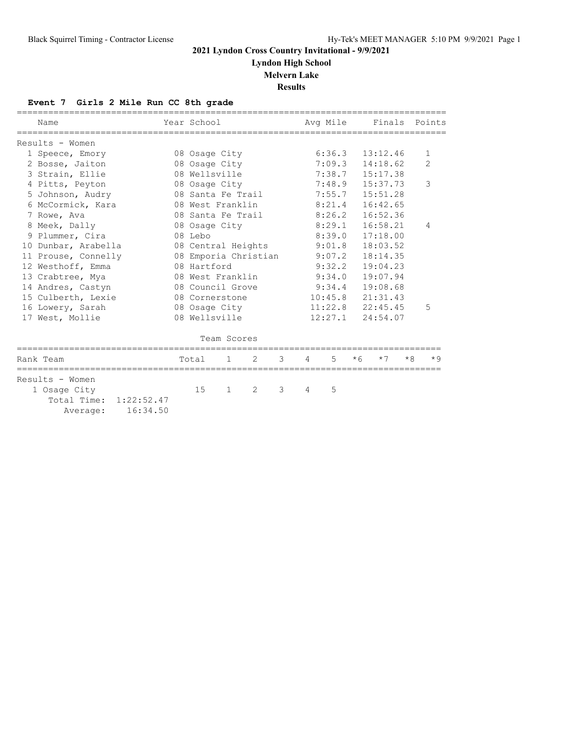# 2021 Lyndon Cross Country Invitational - 9/9/2021

## Lyndon High School

## Melvern Lake

## Results

### Event 7 Girls 2 Mile Run CC 8th grade

| | Name | Year | School | Avg Mile | Finals | Points |
|---|---|---|---|---|---|---|
| **Results - Women** | | | | | | |
| 1 | Speece, Emory | 08 | Osage City | 6:36.3 | 13:12.46 | 1 |
| 2 | Bosse, Jaiton | 08 | Osage City | 7:09.3 | 14:18.62 | 2 |
| 3 | Strain, Ellie | 08 | Wellsville | 7:38.7 | 15:17.38 | |
| 4 | Pitts, Peyton | 08 | Osage City | 7:48.9 | 15:37.73 | 3 |
| 5 | Johnson, Audry | 08 | Santa Fe Trail | 7:55.7 | 15:51.28 | |
| 6 | McCormick, Kara | 08 | West Franklin | 8:21.4 | 16:42.65 | |
| 7 | Rowe, Ava | 08 | Santa Fe Trail | 8:26.2 | 16:52.36 | |
| 8 | Meek, Dally | 08 | Osage City | 8:29.1 | 16:58.21 | 4 |
| 9 | Plummer, Cira | 08 | Lebo | 8:39.0 | 17:18.00 | |
| 10 | Dunbar, Arabella | 08 | Central Heights | 9:01.8 | 18:03.52 | |
| 11 | Prouse, Connelly | 08 | Emporia Christian | 9:07.2 | 18:14.35 | |
| 12 | Westhoff, Emma | 08 | Hartford | 9:32.2 | 19:04.23 | |
| 13 | Crabtree, Mya | 08 | West Franklin | 9:34.0 | 19:07.94 | |
| 14 | Andres, Castyn | 08 | Council Grove | 9:34.4 | 19:08.68 | |
| 15 | Culberth, Lexie | 08 | Cornerstone | 10:45.8 | 21:31.43 | |
| 16 | Lowery, Sarah | 08 | Osage City | 11:22.8 | 22:45.45 | 5 |
| 17 | West, Mollie | 08 | Wellsville | 12:27.1 | 24:54.07 | |

#### Team Scores

| Rank | Team | Total | 1 | 2 | 3 | 4 | 5 | *6 | *7 | *8 | *9 |
|---|---|---|---|---|---|---|---|---|---|---|---|
| **Results - Women** | | | | | | | | | | | |
| 1 | Osage City | 15 | 1 | 2 | 3 | 4 | 5 | | | | |
| | Total Time: 1:22:52.47 | | | | | | | | | | |
| | Average: 16:34.50 | | | | | | | | | | |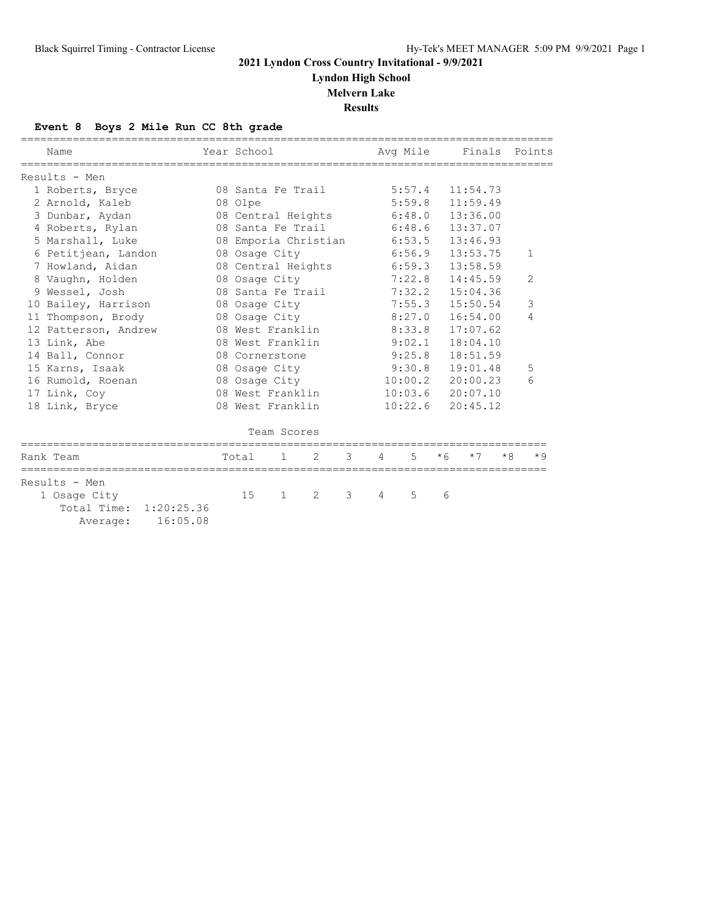# 2021 Lyndon Cross Country Invitational - 9/9/2021

## Lyndon High School

## Melvern Lake

## Results

### Event 8 Boys 2 Mile Run CC 8th grade

**Results - Men**

| Place | Name | Year | School | Avg Mile | Finals | Points |
|---|---|---|---|---|---|---|
| 1 | Roberts, Bryce | 08 | Santa Fe Trail | 5:57.4 | 11:54.73 | |
| 2 | Arnold, Kaleb | 08 | Olpe | 5:59.8 | 11:59.49 | |
| 3 | Dunbar, Aydan | 08 | Central Heights | 6:48.0 | 13:36.00 | |
| 4 | Roberts, Rylan | 08 | Santa Fe Trail | 6:48.6 | 13:37.07 | |
| 5 | Marshall, Luke | 08 | Emporia Christian | 6:53.5 | 13:46.93 | |
| 6 | Petitjean, Landon | 08 | Osage City | 6:56.9 | 13:53.75 | 1 |
| 7 | Howland, Aidan | 08 | Central Heights | 6:59.3 | 13:58.59 | |
| 8 | Vaughn, Holden | 08 | Osage City | 7:22.8 | 14:45.59 | 2 |
| 9 | Wessel, Josh | 08 | Santa Fe Trail | 7:32.2 | 15:04.36 | |
| 10 | Bailey, Harrison | 08 | Osage City | 7:55.3 | 15:50.54 | 3 |
| 11 | Thompson, Brody | 08 | Osage City | 8:27.0 | 16:54.00 | 4 |
| 12 | Patterson, Andrew | 08 | West Franklin | 8:33.8 | 17:07.62 | |
| 13 | Link, Abe | 08 | West Franklin | 9:02.1 | 18:04.10 | |
| 14 | Ball, Connor | 08 | Cornerstone | 9:25.8 | 18:51.59 | |
| 15 | Karns, Isaak | 08 | Osage City | 9:30.8 | 19:01.48 | 5 |
| 16 | Rumold, Roenan | 08 | Osage City | 10:00.2 | 20:00.23 | 6 |
| 17 | Link, Coy | 08 | West Franklin | 10:03.6 | 20:07.10 | |
| 18 | Link, Bryce | 08 | West Franklin | 10:22.6 | 20:45.12 | |

**Team Scores**

**Results - Men**

| Rank | Team | Total | 1 | 2 | 3 | 4 | 5 | *6 | *7 | *8 | *9 |
|---|---|---|---|---|---|---|---|---|---|---|---|
| 1 | Osage City | 15 | 1 | 2 | 3 | 4 | 5 | 6 | | | |

Total Time: 1:20:25.36
Average: 16:05.08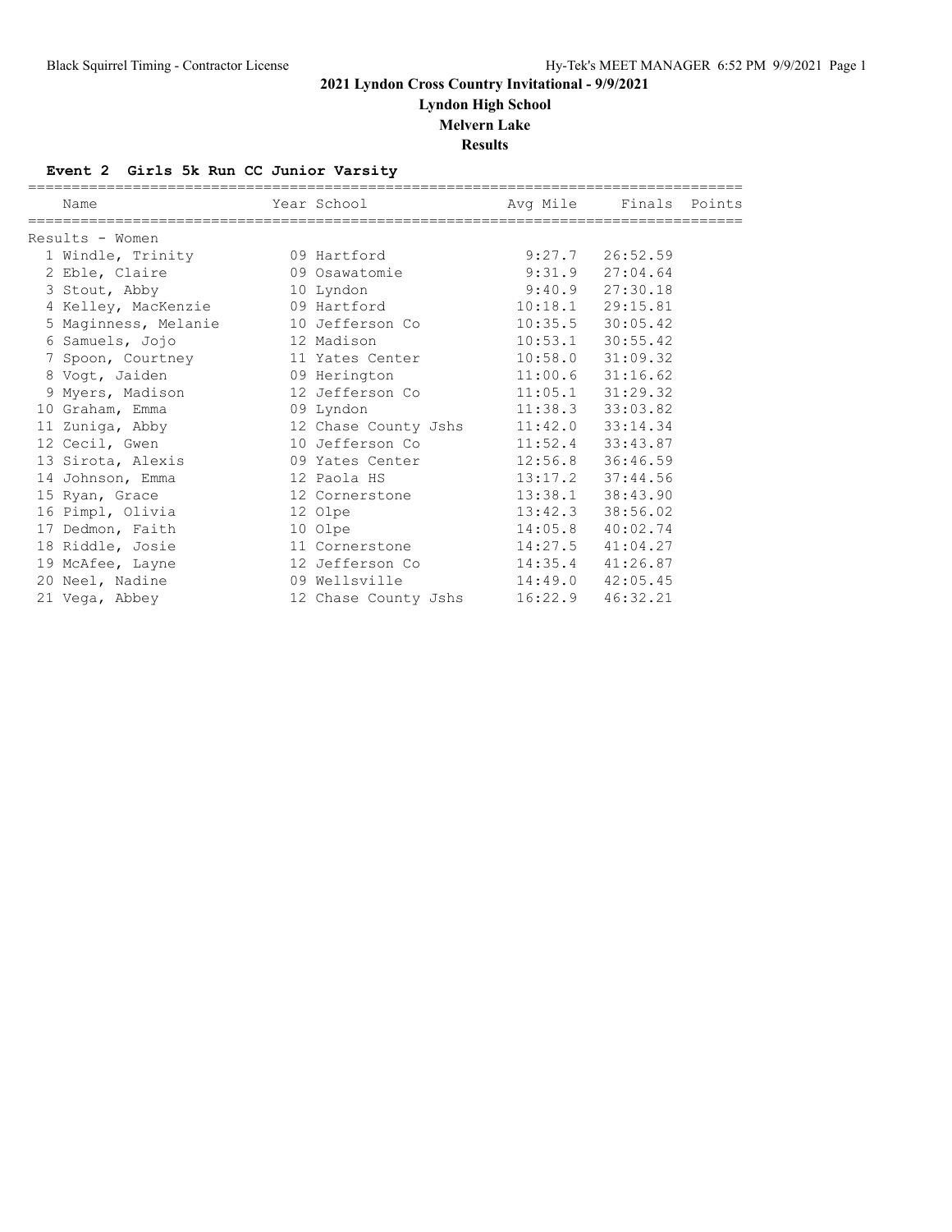**2021 Lyndon Cross Country Invitational - 9/9/2021**

**Lyndon High School**

**Melvern Lake**

**Results**

### Event 2 Girls 5k Run CC Junior Varsity

Results - Women

| Place | Name | Year | School | Avg Mile | Finals | Points |
|---|---|---|---|---|---|---|
| 1 | Windle, Trinity | 09 | Hartford | 9:27.7 | 26:52.59 | |
| 2 | Eble, Claire | 09 | Osawatomie | 9:31.9 | 27:04.64 | |
| 3 | Stout, Abby | 10 | Lyndon | 9:40.9 | 27:30.18 | |
| 4 | Kelley, MacKenzie | 09 | Hartford | 10:18.1 | 29:15.81 | |
| 5 | Maginness, Melanie | 10 | Jefferson Co | 10:35.5 | 30:05.42 | |
| 6 | Samuels, Jojo | 12 | Madison | 10:53.1 | 30:55.42 | |
| 7 | Spoon, Courtney | 11 | Yates Center | 10:58.0 | 31:09.32 | |
| 8 | Vogt, Jaiden | 09 | Herington | 11:00.6 | 31:16.62 | |
| 9 | Myers, Madison | 12 | Jefferson Co | 11:05.1 | 31:29.32 | |
| 10 | Graham, Emma | 09 | Lyndon | 11:38.3 | 33:03.82 | |
| 11 | Zuniga, Abby | 12 | Chase County Jshs | 11:42.0 | 33:14.34 | |
| 12 | Cecil, Gwen | 10 | Jefferson Co | 11:52.4 | 33:43.87 | |
| 13 | Sirota, Alexis | 09 | Yates Center | 12:56.8 | 36:46.59 | |
| 14 | Johnson, Emma | 12 | Paola HS | 13:17.2 | 37:44.56 | |
| 15 | Ryan, Grace | 12 | Cornerstone | 13:38.1 | 38:43.90 | |
| 16 | Pimpl, Olivia | 12 | Olpe | 13:42.3 | 38:56.02 | |
| 17 | Dedmon, Faith | 10 | Olpe | 14:05.8 | 40:02.74 | |
| 18 | Riddle, Josie | 11 | Cornerstone | 14:27.5 | 41:04.27 | |
| 19 | McAfee, Layne | 12 | Jefferson Co | 14:35.4 | 41:26.87 | |
| 20 | Neel, Nadine | 09 | Wellsville | 14:49.0 | 42:05.45 | |
| 21 | Vega, Abbey | 12 | Chase County Jshs | 16:22.9 | 46:32.21 | |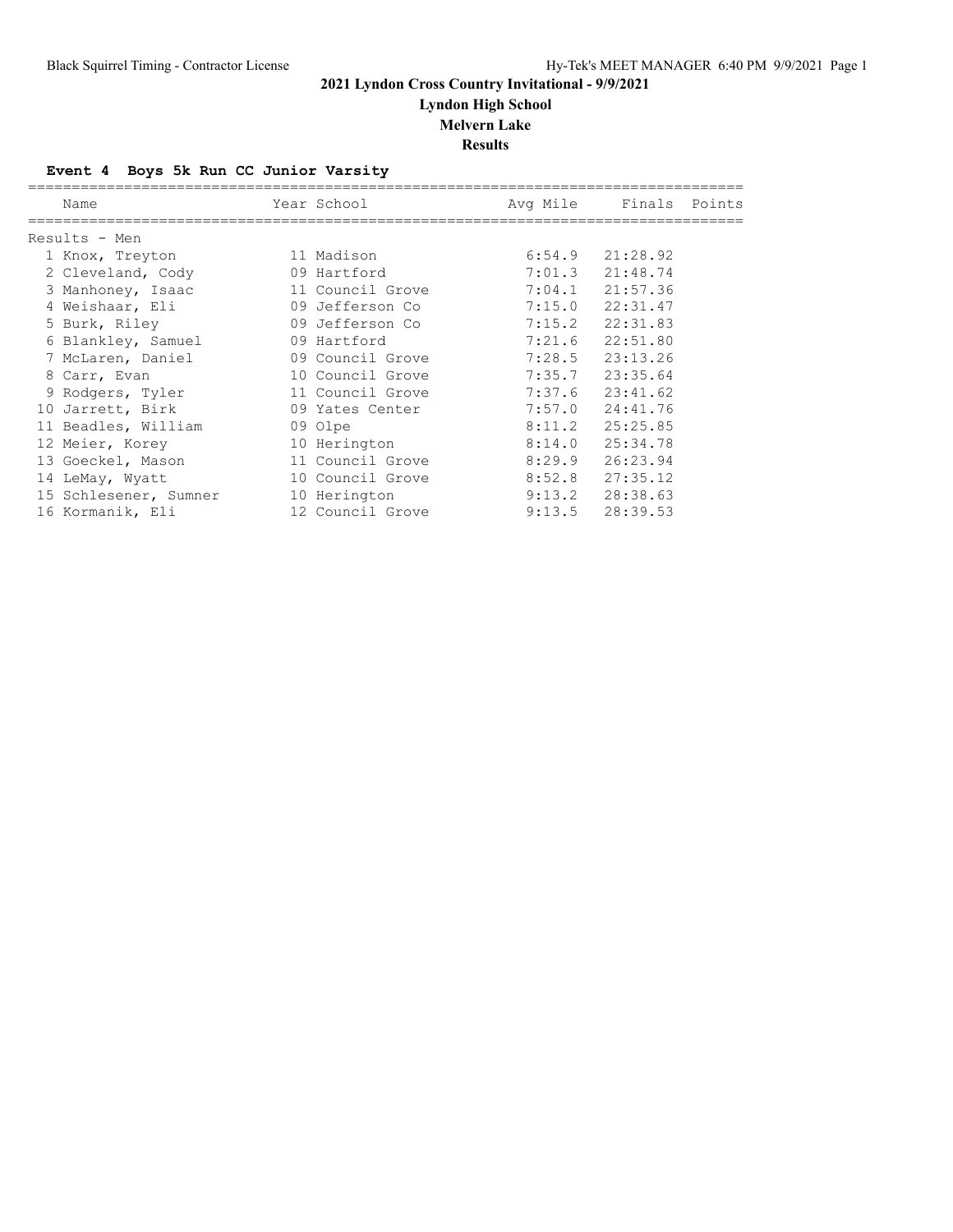**2021 Lyndon Cross Country Invitational - 9/9/2021**

**Lyndon High School**

**Melvern Lake**

**Results**

### Event 4 Boys 5k Run CC Junior Varsity

Results - Men

| | Name | Year | School | Avg Mile | Finals | Points |
|---|---|---|---|---|---|---|
| 1 | Knox, Treyton | 11 | Madison | 6:54.9 | 21:28.92 | |
| 2 | Cleveland, Cody | 09 | Hartford | 7:01.3 | 21:48.74 | |
| 3 | Manhoney, Isaac | 11 | Council Grove | 7:04.1 | 21:57.36 | |
| 4 | Weishaar, Eli | 09 | Jefferson Co | 7:15.0 | 22:31.47 | |
| 5 | Burk, Riley | 09 | Jefferson Co | 7:15.2 | 22:31.83 | |
| 6 | Blankley, Samuel | 09 | Hartford | 7:21.6 | 22:51.80 | |
| 7 | McLaren, Daniel | 09 | Council Grove | 7:28.5 | 23:13.26 | |
| 8 | Carr, Evan | 10 | Council Grove | 7:35.7 | 23:35.64 | |
| 9 | Rodgers, Tyler | 11 | Council Grove | 7:37.6 | 23:41.62 | |
| 10 | Jarrett, Birk | 09 | Yates Center | 7:57.0 | 24:41.76 | |
| 11 | Beadles, William | 09 | Olpe | 8:11.2 | 25:25.85 | |
| 12 | Meier, Korey | 10 | Herington | 8:14.0 | 25:34.78 | |
| 13 | Goeckel, Mason | 11 | Council Grove | 8:29.9 | 26:23.94 | |
| 14 | LeMay, Wyatt | 10 | Council Grove | 8:52.8 | 27:35.12 | |
| 15 | Schlesener, Sumner | 10 | Herington | 9:13.2 | 28:38.63 | |
| 16 | Kormanik, Eli | 12 | Council Grove | 9:13.5 | 28:39.53 | |